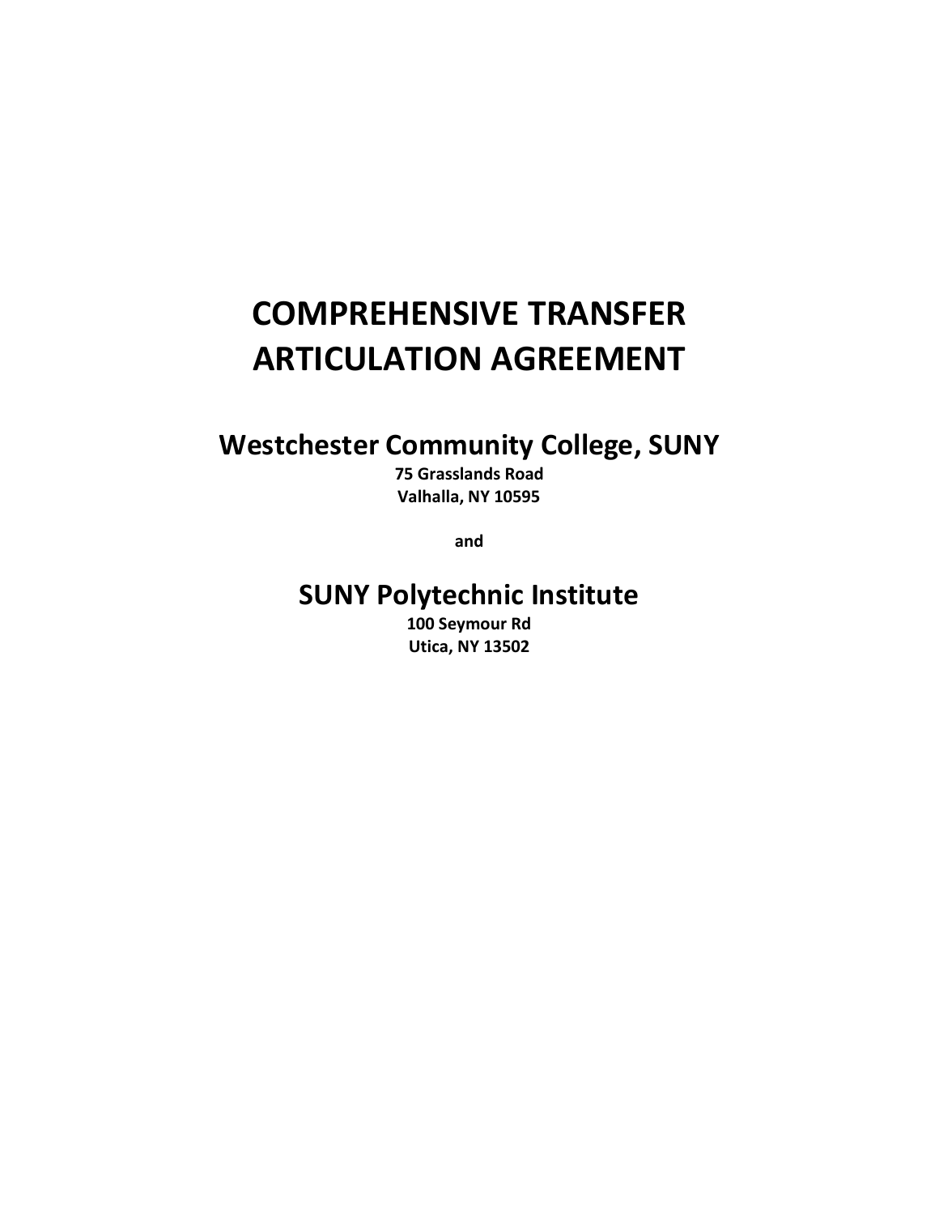# COMPREHENSIVE TRANSFER ARTICULATION AGREEMENT

## Westchester Community College, SUNY

**75 Grasslands Road**
**Valhalla, NY 10595**

**and**

## SUNY Polytechnic Institute

**100 Seymour Rd**
**Utica, NY 13502**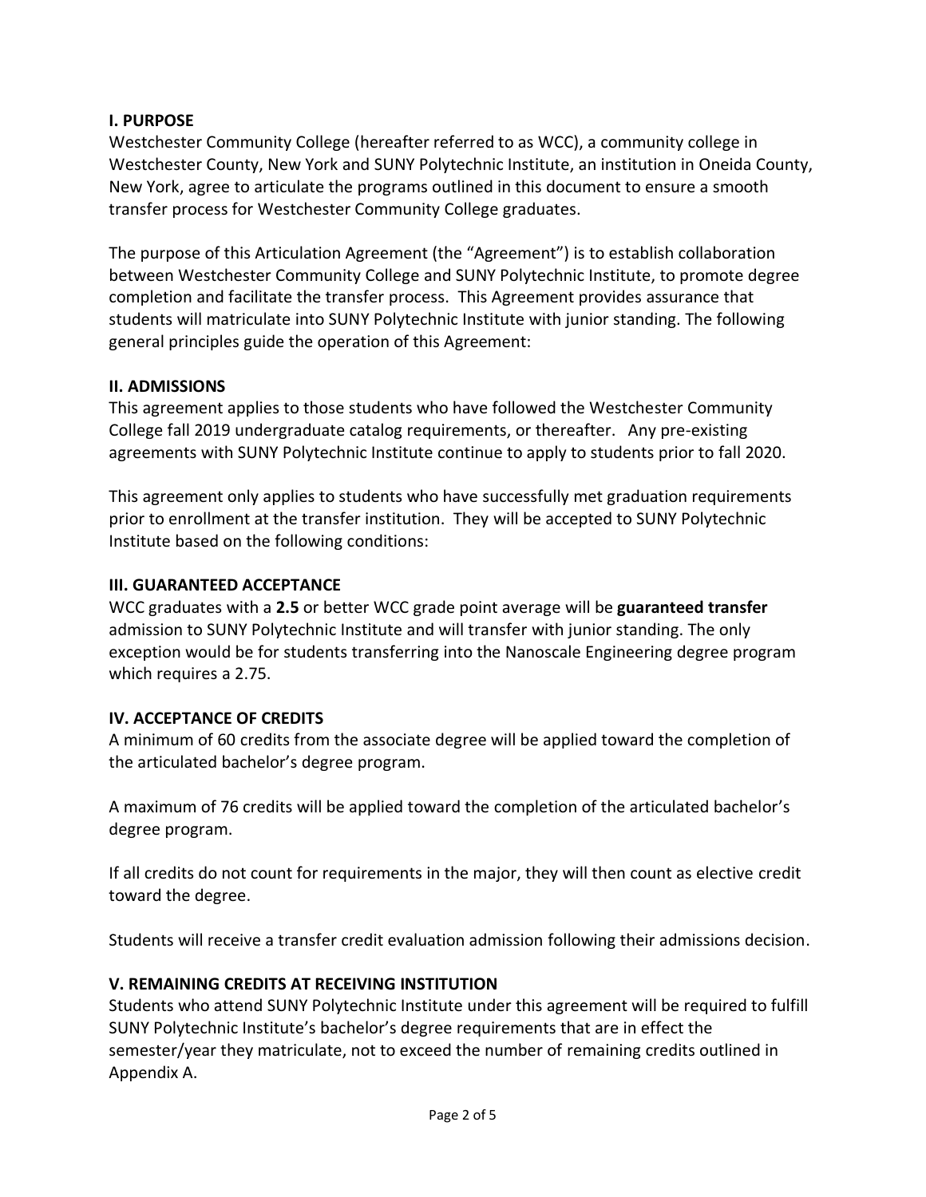## I. PURPOSE

Westchester Community College (hereafter referred to as WCC), a community college in Westchester County, New York and SUNY Polytechnic Institute, an institution in Oneida County, New York, agree to articulate the programs outlined in this document to ensure a smooth transfer process for Westchester Community College graduates.

The purpose of this Articulation Agreement (the "Agreement") is to establish collaboration between Westchester Community College and SUNY Polytechnic Institute, to promote degree completion and facilitate the transfer process. This Agreement provides assurance that students will matriculate into SUNY Polytechnic Institute with junior standing. The following general principles guide the operation of this Agreement:

## II. ADMISSIONS

This agreement applies to those students who have followed the Westchester Community College fall 2019 undergraduate catalog requirements, or thereafter. Any pre-existing agreements with SUNY Polytechnic Institute continue to apply to students prior to fall 2020.

This agreement only applies to students who have successfully met graduation requirements prior to enrollment at the transfer institution. They will be accepted to SUNY Polytechnic Institute based on the following conditions:

## III. GUARANTEED ACCEPTANCE

WCC graduates with a **2.5** or better WCC grade point average will be **guaranteed transfer** admission to SUNY Polytechnic Institute and will transfer with junior standing. The only exception would be for students transferring into the Nanoscale Engineering degree program which requires a 2.75.

## IV. ACCEPTANCE OF CREDITS

A minimum of 60 credits from the associate degree will be applied toward the completion of the articulated bachelor's degree program.

A maximum of 76 credits will be applied toward the completion of the articulated bachelor's degree program.

If all credits do not count for requirements in the major, they will then count as elective credit toward the degree.

Students will receive a transfer credit evaluation admission following their admissions decision.

## V. REMAINING CREDITS AT RECEIVING INSTITUTION

Students who attend SUNY Polytechnic Institute under this agreement will be required to fulfill SUNY Polytechnic Institute's bachelor's degree requirements that are in effect the semester/year they matriculate, not to exceed the number of remaining credits outlined in Appendix A.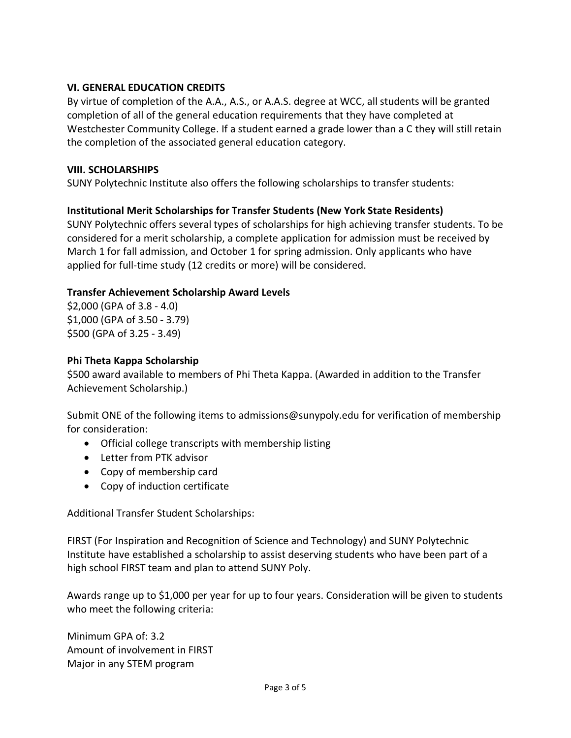**VI. GENERAL EDUCATION CREDITS**

By virtue of completion of the A.A., A.S., or A.A.S. degree at WCC, all students will be granted completion of all of the general education requirements that they have completed at Westchester Community College. If a student earned a grade lower than a C they will still retain the completion of the associated general education category.

**VIII. SCHOLARSHIPS**

SUNY Polytechnic Institute also offers the following scholarships to transfer students:

**Institutional Merit Scholarships for Transfer Students (New York State Residents)**

SUNY Polytechnic offers several types of scholarships for high achieving transfer students. To be considered for a merit scholarship, a complete application for admission must be received by March 1 for fall admission, and October 1 for spring admission. Only applicants who have applied for full-time study (12 credits or more) will be considered.

**Transfer Achievement Scholarship Award Levels**

$2,000 (GPA of 3.8 - 4.0)
$1,000 (GPA of 3.50 - 3.79)
$500 (GPA of 3.25 - 3.49)

**Phi Theta Kappa Scholarship**

$500 award available to members of Phi Theta Kappa. (Awarded in addition to the Transfer Achievement Scholarship.)

Submit ONE of the following items to admissions@sunypoly.edu for verification of membership for consideration:

- Official college transcripts with membership listing
- Letter from PTK advisor
- Copy of membership card
- Copy of induction certificate

Additional Transfer Student Scholarships:

FIRST (For Inspiration and Recognition of Science and Technology) and SUNY Polytechnic Institute have established a scholarship to assist deserving students who have been part of a high school FIRST team and plan to attend SUNY Poly.

Awards range up to $1,000 per year for up to four years. Consideration will be given to students who meet the following criteria:

Minimum GPA of: 3.2
Amount of involvement in FIRST
Major in any STEM program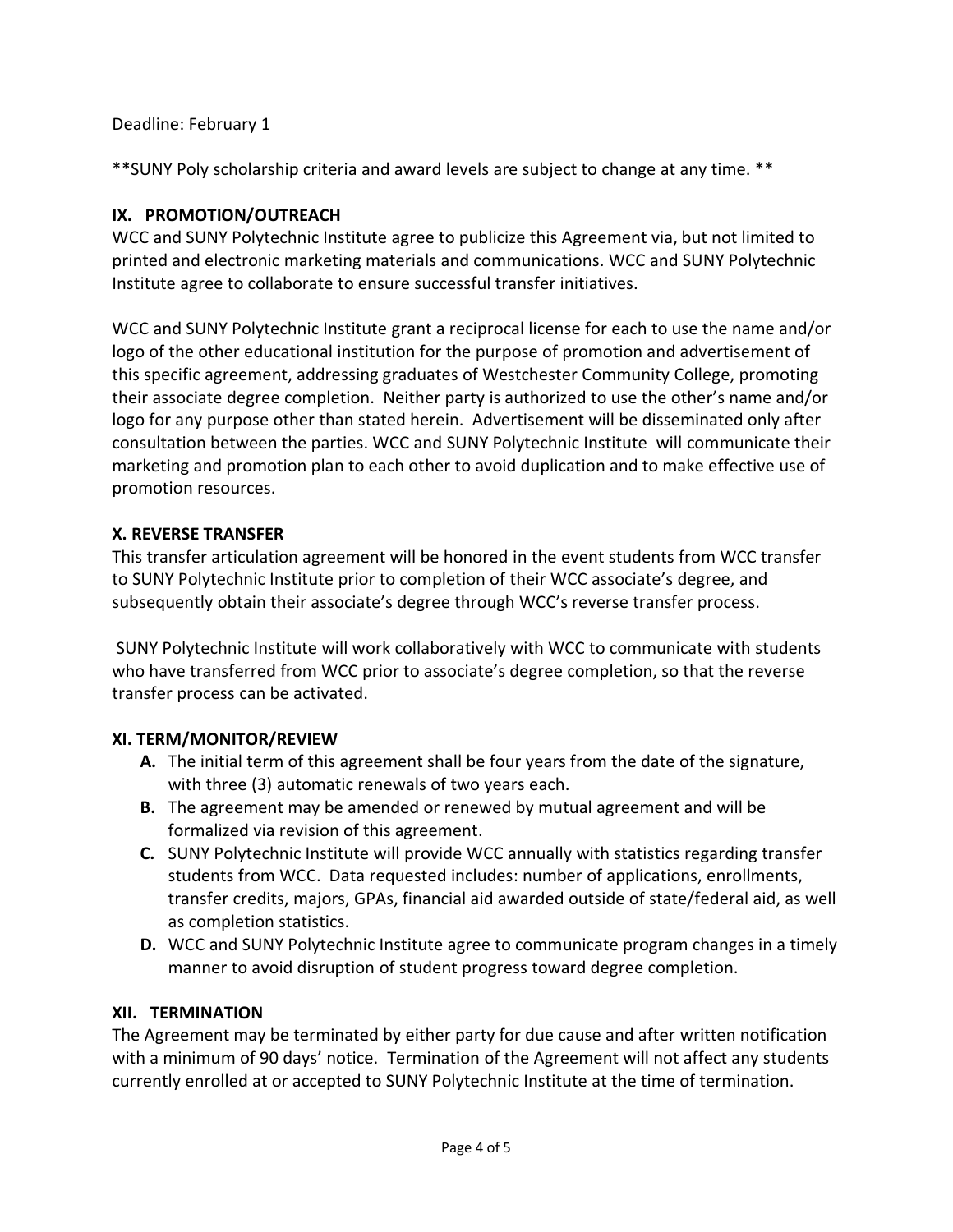Deadline: February 1

**SUNY Poly scholarship criteria and award levels are subject to change at any time. **

## IX. PROMOTION/OUTREACH

WCC and SUNY Polytechnic Institute agree to publicize this Agreement via, but not limited to printed and electronic marketing materials and communications. WCC and SUNY Polytechnic Institute agree to collaborate to ensure successful transfer initiatives.

WCC and SUNY Polytechnic Institute grant a reciprocal license for each to use the name and/or logo of the other educational institution for the purpose of promotion and advertisement of this specific agreement, addressing graduates of Westchester Community College, promoting their associate degree completion. Neither party is authorized to use the other's name and/or logo for any purpose other than stated herein. Advertisement will be disseminated only after consultation between the parties. WCC and SUNY Polytechnic Institute will communicate their marketing and promotion plan to each other to avoid duplication and to make effective use of promotion resources.

## X. REVERSE TRANSFER

This transfer articulation agreement will be honored in the event students from WCC transfer to SUNY Polytechnic Institute prior to completion of their WCC associate's degree, and subsequently obtain their associate's degree through WCC's reverse transfer process.

SUNY Polytechnic Institute will work collaboratively with WCC to communicate with students who have transferred from WCC prior to associate's degree completion, so that the reverse transfer process can be activated.

## XI. TERM/MONITOR/REVIEW

- **A.** The initial term of this agreement shall be four years from the date of the signature, with three (3) automatic renewals of two years each.
- **B.** The agreement may be amended or renewed by mutual agreement and will be formalized via revision of this agreement.
- **C.** SUNY Polytechnic Institute will provide WCC annually with statistics regarding transfer students from WCC. Data requested includes: number of applications, enrollments, transfer credits, majors, GPAs, financial aid awarded outside of state/federal aid, as well as completion statistics.
- **D.** WCC and SUNY Polytechnic Institute agree to communicate program changes in a timely manner to avoid disruption of student progress toward degree completion.

## XII. TERMINATION

The Agreement may be terminated by either party for due cause and after written notification with a minimum of 90 days' notice. Termination of the Agreement will not affect any students currently enrolled at or accepted to SUNY Polytechnic Institute at the time of termination.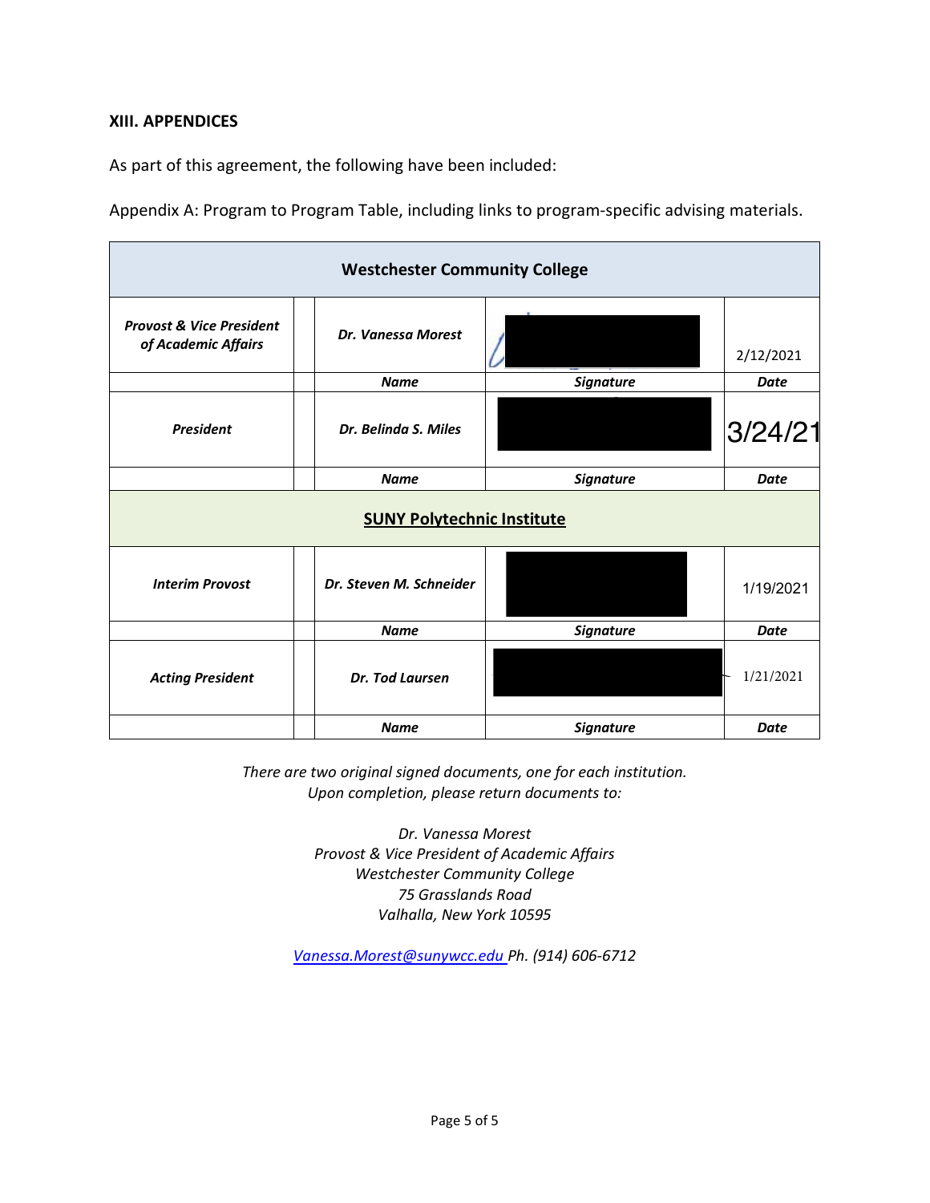### XIII. APPENDICES

As part of this agreement, the following have been included:

Appendix A: Program to Program Table, including links to program-specific advising materials.

| **Westchester Community College** | | | | |
|---|---|---|---|---|
| ***Provost & Vice President of Academic Affairs*** | | ***Dr. Vanessa Morest*** | | 2/12/2021 |
| | | ***Name*** | ***Signature*** | ***Date*** |
| ***President*** | | ***Dr. Belinda S. Miles*** | | 3/24/21 |
| | | ***Name*** | ***Signature*** | ***Date*** |
| **SUNY Polytechnic Institute** | | | | |
| ***Interim Provost*** | | ***Dr. Steven M. Schneider*** | | 1/19/2021 |
| | | ***Name*** | ***Signature*** | ***Date*** |
| ***Acting President*** | | ***Dr. Tod Laursen*** | | 1/21/2021 |
| | | ***Name*** | ***Signature*** | ***Date*** |

*There are two original signed documents, one for each institution.*
*Upon completion, please return documents to:*

*Dr. Vanessa Morest*
*Provost & Vice President of Academic Affairs*
*Westchester Community College*
*75 Grasslands Road*
*Valhalla, New York 10595*

*Vanessa.Morest@sunywcc.edu Ph. (914) 606-6712*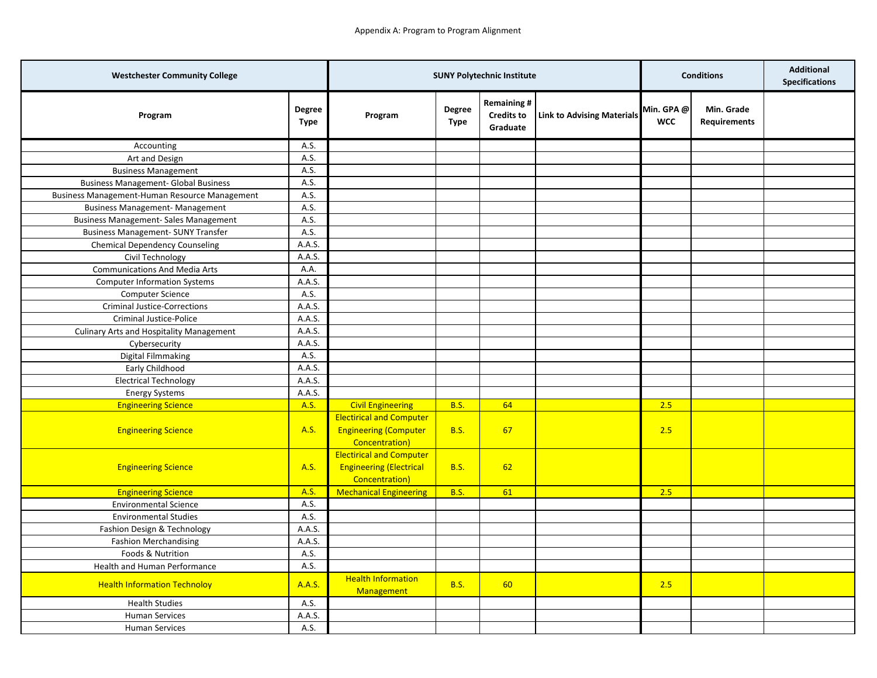Appendix A: Program to Program Alignment

| Westchester Community College | | SUNY Polytechnic Institute | | | | Conditions | | Additional Specifications |
|---|---|---|---|---|---|---|---|---|
| Program | Degree Type | Program | Degree Type | Remaining # Credits to Graduate | Link to Advising Materials | Min. GPA @ WCC | Min. Grade Requirements | |
| Accounting | A.S. | | | | | | | |
| Art and Design | A.S. | | | | | | | |
| Business Management | A.S. | | | | | | | |
| Business Management- Global Business | A.S. | | | | | | | |
| Business Management-Human Resource Management | A.S. | | | | | | | |
| Business Management- Management | A.S. | | | | | | | |
| Business Management- Sales Management | A.S. | | | | | | | |
| Business Management- SUNY Transfer | A.S. | | | | | | | |
| Chemical Dependency Counseling | A.A.S. | | | | | | | |
| Civil Technology | A.A.S. | | | | | | | |
| Communications And Media Arts | A.A. | | | | | | | |
| Computer Information Systems | A.A.S. | | | | | | | |
| Computer Science | A.S. | | | | | | | |
| Criminal Justice-Corrections | A.A.S. | | | | | | | |
| Criminal Justice-Police | A.A.S. | | | | | | | |
| Culinary Arts and Hospitality Management | A.A.S. | | | | | | | |
| Cybersecurity | A.A.S. | | | | | | | |
| Digital Filmmaking | A.S. | | | | | | | |
| Early Childhood | A.A.S. | | | | | | | |
| Electrical Technology | A.A.S. | | | | | | | |
| Energy Systems | A.A.S. | | | | | | | |
| Engineering Science | A.S. | Civil Engineering | B.S. | 64 | | 2.5 | | |
| Engineering Science | A.S. | Electirical and Computer Engineering (Computer Concentration) | B.S. | 67 | | 2.5 | | |
| Engineering Science | A.S. | Electirical and Computer Engineering (Electrical Concentration) | B.S. | 62 | | | | |
| Engineering Science | A.S. | Mechanical Engineering | B.S. | 61 | | 2.5 | | |
| Environmental Science | A.S. | | | | | | | |
| Environmental Studies | A.S. | | | | | | | |
| Fashion Design & Technology | A.A.S. | | | | | | | |
| Fashion Merchandising | A.A.S. | | | | | | | |
| Foods & Nutrition | A.S. | | | | | | | |
| Health and Human Performance | A.S. | | | | | | | |
| Health Information Technoloy | A.A.S. | Health Information Management | B.S. | 60 | | 2.5 | | |
| Health Studies | A.S. | | | | | | | |
| Human Services | A.A.S. | | | | | | | |
| Human Services | A.S. | | | | | | | |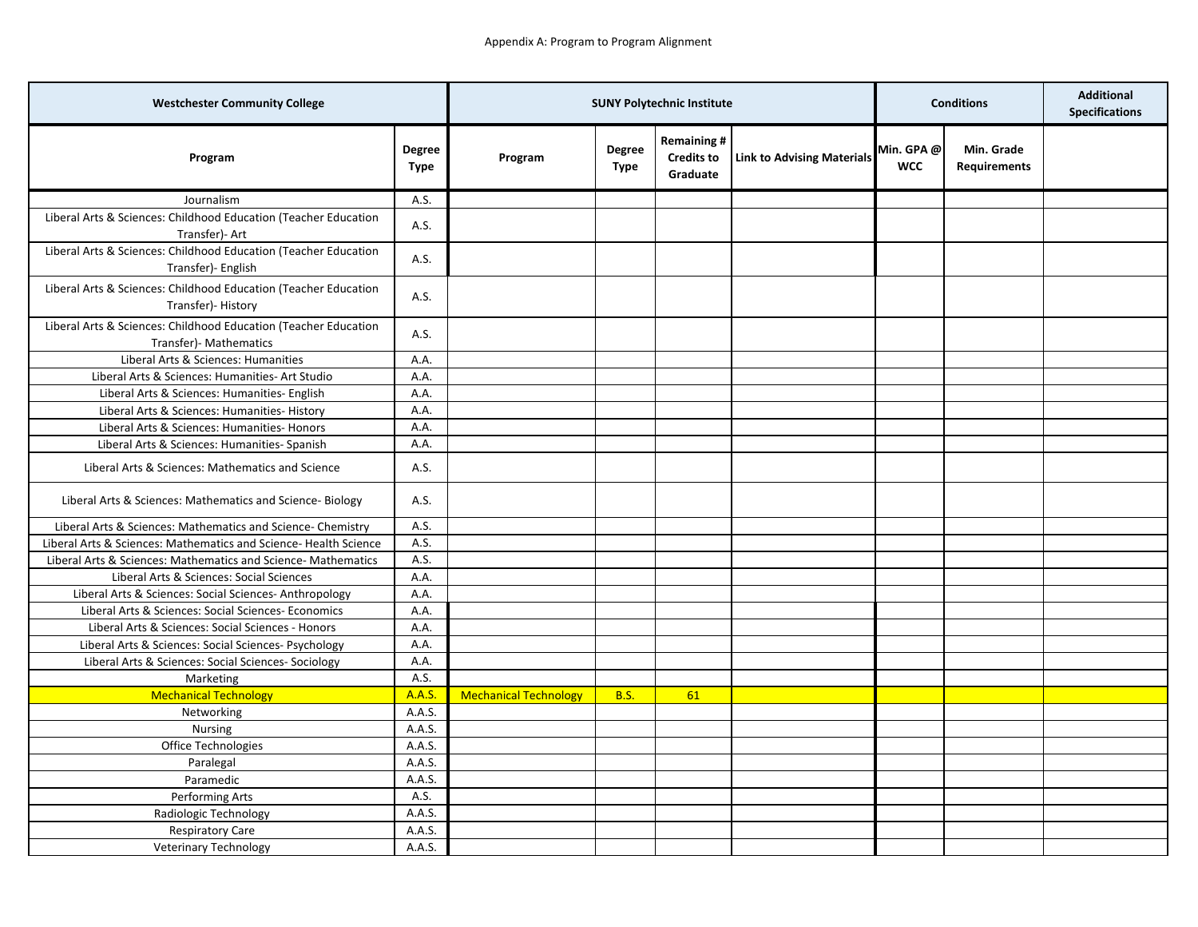Appendix A: Program to Program Alignment

| Westchester Community College | | SUNY Polytechnic Institute | | | | Conditions | | Additional Specifications |
|---|---|---|---|---|---|---|---|---|
| Program | Degree Type | Program | Degree Type | Remaining # Credits to Graduate | Link to Advising Materials | Min. GPA @ WCC | Min. Grade Requirements | |
| Journalism | A.S. | | | | | | | |
| Liberal Arts & Sciences: Childhood Education (Teacher Education Transfer)- Art | A.S. | | | | | | | |
| Liberal Arts & Sciences: Childhood Education (Teacher Education Transfer)- English | A.S. | | | | | | | |
| Liberal Arts & Sciences: Childhood Education (Teacher Education Transfer)- History | A.S. | | | | | | | |
| Liberal Arts & Sciences: Childhood Education (Teacher Education Transfer)- Mathematics | A.S. | | | | | | | |
| Liberal Arts & Sciences: Humanities | A.A. | | | | | | | |
| Liberal Arts & Sciences: Humanities- Art Studio | A.A. | | | | | | | |
| Liberal Arts & Sciences: Humanities- English | A.A. | | | | | | | |
| Liberal Arts & Sciences: Humanities- History | A.A. | | | | | | | |
| Liberal Arts & Sciences: Humanities- Honors | A.A. | | | | | | | |
| Liberal Arts & Sciences: Humanities- Spanish | A.A. | | | | | | | |
| Liberal Arts & Sciences: Mathematics and Science | A.S. | | | | | | | |
| Liberal Arts & Sciences: Mathematics and Science- Biology | A.S. | | | | | | | |
| Liberal Arts & Sciences: Mathematics and Science- Chemistry | A.S. | | | | | | | |
| Liberal Arts & Sciences: Mathematics and Science- Health Science | A.S. | | | | | | | |
| Liberal Arts & Sciences: Mathematics and Science- Mathematics | A.S. | | | | | | | |
| Liberal Arts & Sciences: Social Sciences | A.A. | | | | | | | |
| Liberal Arts & Sciences: Social Sciences- Anthropology | A.A. | | | | | | | |
| Liberal Arts & Sciences: Social Sciences- Economics | A.A. | | | | | | | |
| Liberal Arts & Sciences: Social Sciences - Honors | A.A. | | | | | | | |
| Liberal Arts & Sciences: Social Sciences- Psychology | A.A. | | | | | | | |
| Liberal Arts & Sciences: Social Sciences- Sociology | A.A. | | | | | | | |
| Marketing | A.S. | | | | | | | |
| Mechanical Technology | A.A.S. | Mechanical Technology | B.S. | 61 | | | | |
| Networking | A.A.S. | | | | | | | |
| Nursing | A.A.S. | | | | | | | |
| Office Technologies | A.A.S. | | | | | | | |
| Paralegal | A.A.S. | | | | | | | |
| Paramedic | A.A.S. | | | | | | | |
| Performing Arts | A.S. | | | | | | | |
| Radiologic Technology | A.A.S. | | | | | | | |
| Respiratory Care | A.A.S. | | | | | | | |
| Veterinary Technology | A.A.S. | | | | | | | |